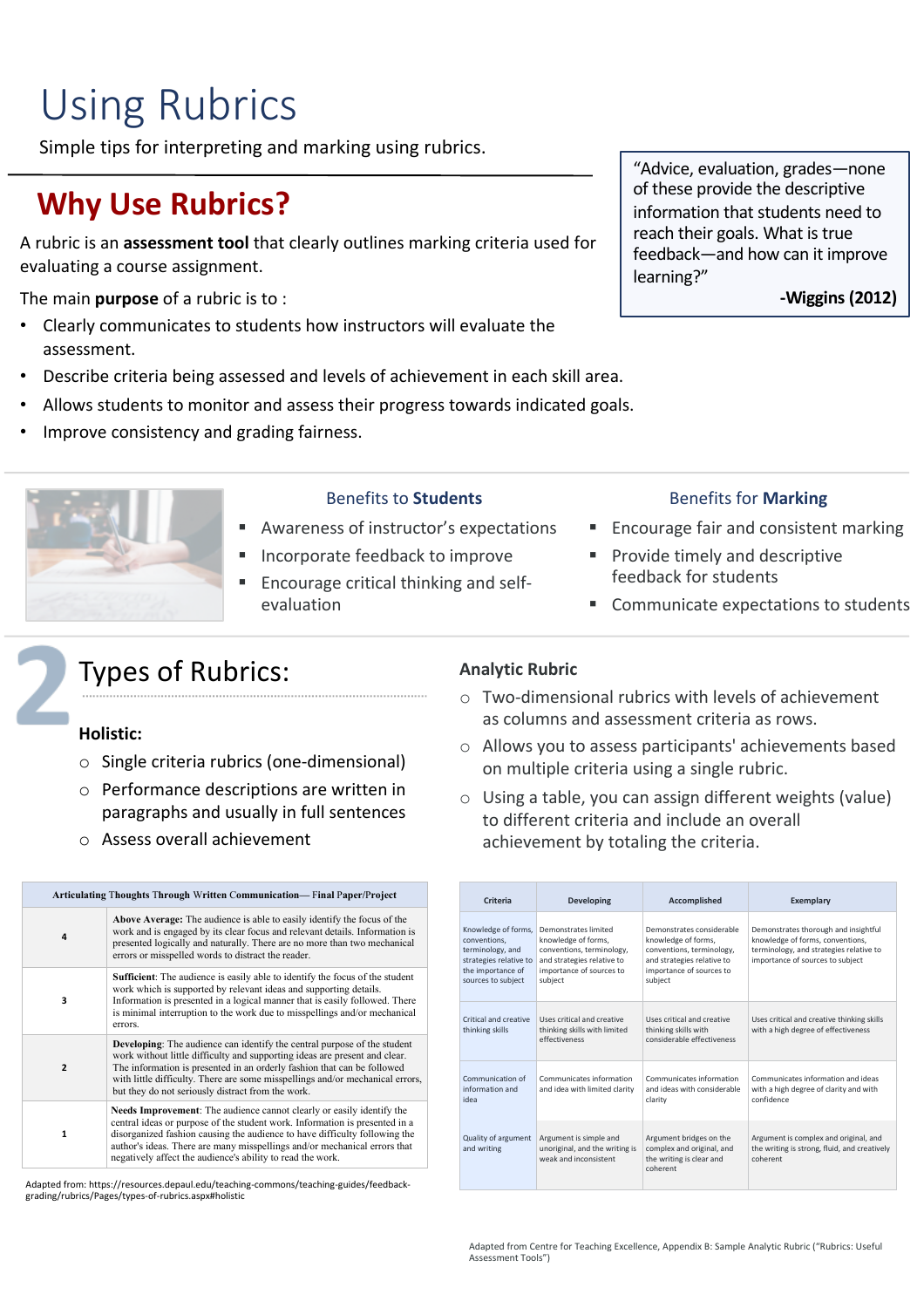# Using Rubrics

Simple tips for interpreting and marking using rubrics.

> "Advice, evaluation, grades—none of these provide the descriptive information that students need to reach their goals. What is true feedback—and how can it improve learning?"
>
> **-Wiggins (2012)**

## Why Use Rubrics?

A rubric is an **assessment tool** that clearly outlines marking criteria used for evaluating a course assignment.

The main **purpose** of a rubric is to :

- Clearly communicates to students how instructors will evaluate the assessment.
- Describe criteria being assessed and levels of achievement in each skill area.
- Allows students to monitor and assess their progress towards indicated goals.
- Improve consistency and grading fairness.

### Benefits to **Students**

- Awareness of instructor's expectations
- Incorporate feedback to improve
- Encourage critical thinking and self-evaluation

### Benefits for **Marking**

- Encourage fair and consistent marking
- Provide timely and descriptive feedback for students
- Communicate expectations to students

## 2 Types of Rubrics:

### Holistic:

- Single criteria rubrics (one-dimensional)
- Performance descriptions are written in paragraphs and usually in full sentences
- Assess overall achievement

| Articulating Thoughts Through Written Communication— Final Paper/Project | |
|---|---|
| 4 | **Above Average:** The audience is able to easily identify the focus of the work and is engaged by its clear focus and relevant details. Information is presented logically and naturally. There are no more than two mechanical errors or misspelled words to distract the reader. |
| 3 | **Sufficient**: The audience is easily able to identify the focus of the student work which is supported by relevant ideas and supporting details. Information is presented in a logical manner that is easily followed. There is minimal interruption to the work due to misspellings and/or mechanical errors. |
| 2 | **Developing**: The audience can identify the central purpose of the student work without little difficulty and supporting ideas are present and clear. The information is presented in an orderly fashion that can be followed with little difficulty. There are some misspellings and/or mechanical errors, but they do not seriously distract from the work. |
| 1 | **Needs Improvement**: The audience cannot clearly or easily identify the central ideas or purpose of the student work. Information is presented in a disorganized fashion causing the audience to have difficulty following the author's ideas. There are many misspellings and/or mechanical errors that negatively affect the audience's ability to read the work. |

Adapted from: https://resources.depaul.edu/teaching-commons/teaching-guides/feedback-grading/rubrics/Pages/types-of-rubrics.aspx#holistic

### Analytic Rubric

- Two-dimensional rubrics with levels of achievement as columns and assessment criteria as rows.
- Allows you to assess participants' achievements based on multiple criteria using a single rubric.
- Using a table, you can assign different weights (value) to different criteria and include an overall achievement by totaling the criteria.

| Criteria | Developing | Accomplished | Exemplary |
|---|---|---|---|
| Knowledge of forms, conventions, terminology, and strategies relative to the importance of sources to subject | Demonstrates limited knowledge of forms, conventions, terminology, and strategies relative to importance of sources to subject | Demonstrates considerable knowledge of forms, conventions, terminology, and strategies relative to importance of sources to subject | Demonstrates thorough and insightful knowledge of forms, conventions, terminology, and strategies relative to importance of sources to subject |
| Critical and creative thinking skills | Uses critical and creative thinking skills with limited effectiveness | Uses critical and creative thinking skills with considerable effectiveness | Uses critical and creative thinking skills with a high degree of effectiveness |
| Communication of information and idea | Communicates information and idea with limited clarity | Communicates information and ideas with considerable clarity | Communicates information and ideas with a high degree of clarity and with confidence |
| Quality of argument and writing | Argument is simple and unoriginal, and the writing is weak and inconsistent | Argument bridges on the complex and original, and the writing is clear and coherent | Argument is complex and original, and the writing is strong, fluid, and creatively coherent |

Adapted from Centre for Teaching Excellence, Appendix B: Sample Analytic Rubric ("Rubrics: Useful Assessment Tools")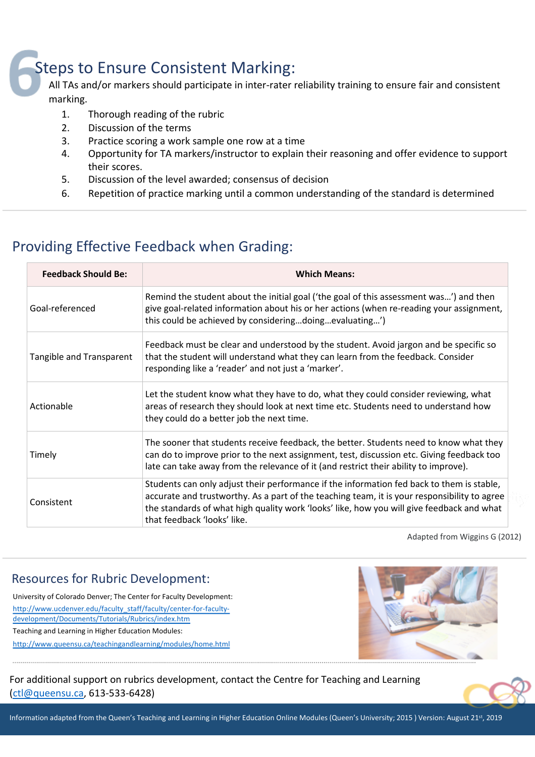## 6 Steps to Ensure Consistent Marking:

All TAs and/or markers should participate in inter-rater reliability training to ensure fair and consistent marking.

1. Thorough reading of the rubric
2. Discussion of the terms
3. Practice scoring a work sample one row at a time
4. Opportunity for TA markers/instructor to explain their reasoning and offer evidence to support their scores.
5. Discussion of the level awarded; consensus of decision
6. Repetition of practice marking until a common understanding of the standard is determined

## Providing Effective Feedback when Grading:

| Feedback Should Be: | Which Means: |
| --- | --- |
| Goal-referenced | Remind the student about the initial goal ('the goal of this assessment was…') and then give goal-related information about his or her actions (when re-reading your assignment, this could be achieved by considering…doing…evaluating…') |
| Tangible and Transparent | Feedback must be clear and understood by the student. Avoid jargon and be specific so that the student will understand what they can learn from the feedback. Consider responding like a 'reader' and not just a 'marker'. |
| Actionable | Let the student know what they have to do, what they could consider reviewing, what areas of research they should look at next time etc. Students need to understand how they could do a better job the next time. |
| Timely | The sooner that students receive feedback, the better. Students need to know what they can do to improve prior to the next assignment, test, discussion etc. Giving feedback too late can take away from the relevance of it (and restrict their ability to improve). |
| Consistent | Students can only adjust their performance if the information fed back to them is stable, accurate and trustworthy. As a part of the teaching team, it is your responsibility to agree the standards of what high quality work 'looks' like, how you will give feedback and what that feedback 'looks' like. |

Adapted from Wiggins G (2012)

## Resources for Rubric Development:

University of Colorado Denver; The Center for Faculty Development:
http://www.ucdenver.edu/faculty_staff/faculty/center-for-faculty-development/Documents/Tutorials/Rubrics/index.htm

Teaching and Learning in Higher Education Modules:
http://www.queensu.ca/teachingandlearning/modules/home.html

For additional support on rubrics development, contact the Centre for Teaching and Learning (ctl@queensu.ca, 613-533-6428)

Information adapted from the Queen's Teaching and Learning in Higher Education Online Modules (Queen's University; 2015 ) Version: August 21st, 2019